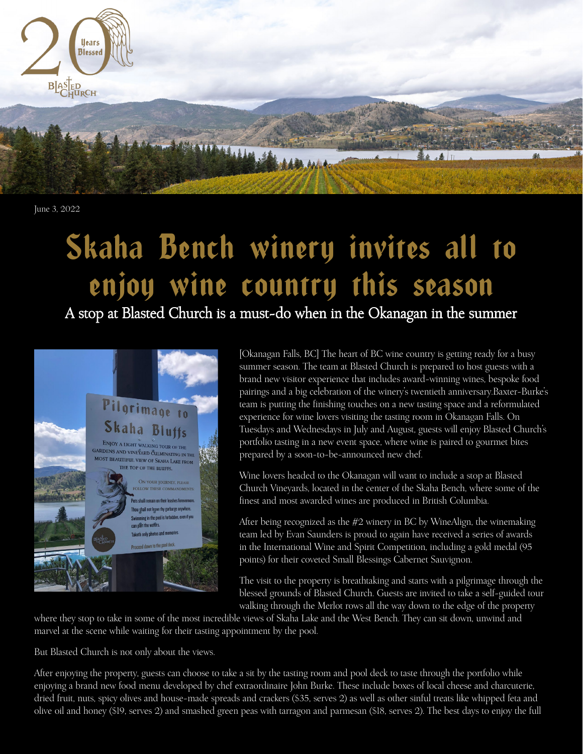June 3, 2022

# Skaha Bench winery invites all to enjoy wine country this season

## A stop at Blasted Church is a must-do when in the Okanagan in the summer

[Okanagan Falls, BC] The heart of BC wine country is getting ready for a busy summer season. The team at Blasted Church is prepared to host guests with a brand new visitor experience that includes award-winning wines, bespoke food pairings and a big celebration of the winery's twentieth anniversary.Baxter-Burke's team is putting the finishing touches on a new tasting space and a reformulated experience for wine lovers visiting the tasting room in Okanagan Falls. On Tuesdays and Wednesdays in July and August, guests will enjoy Blasted Church's portfolio tasting in a new event space, where wine is paired to gourmet bites prepared by a soon-to-be-announced new chef.

Wine lovers headed to the Okanagan will want to include a stop at Blasted Church Vineyards, located in the center of the Skaha Bench, where some of the finest and most awarded wines are produced in British Columbia.

After being recognized as the #2 winery in BC by WineAlign, the winemaking team led by Evan Saunders is proud to again have received a series of awards in the International Wine and Spirit Competition, including a gold medal (95 points) for their coveted Small Blessings Cabernet Sauvignon.

The visit to the property is breathtaking and starts with a pilgrimage through the blessed grounds of Blasted Church. Guests are invited to take a self-guided tour walking through the Merlot rows all the way down to the edge of the property where they stop to take in some of the most incredible views of Skaha Lake and the West Bench. They can sit down, unwind and marvel at the scene while waiting for their tasting appointment by the pool.

But Blasted Church is not only about the views.

After enjoying the property, guests can choose to take a sit by the tasting room and pool deck to taste through the portfolio while enjoying a brand new food menu developed by chef extraordinaire John Burke. These include boxes of local cheese and charcuterie, dried fruit, nuts, spicy olives and house-made spreads and crackers ($35, serves 2) as well as other sinful treats like whipped feta and olive oil and honey ($19, serves 2) and smashed green peas with tarragon and parmesan ($18, serves 2). The best days to enjoy the full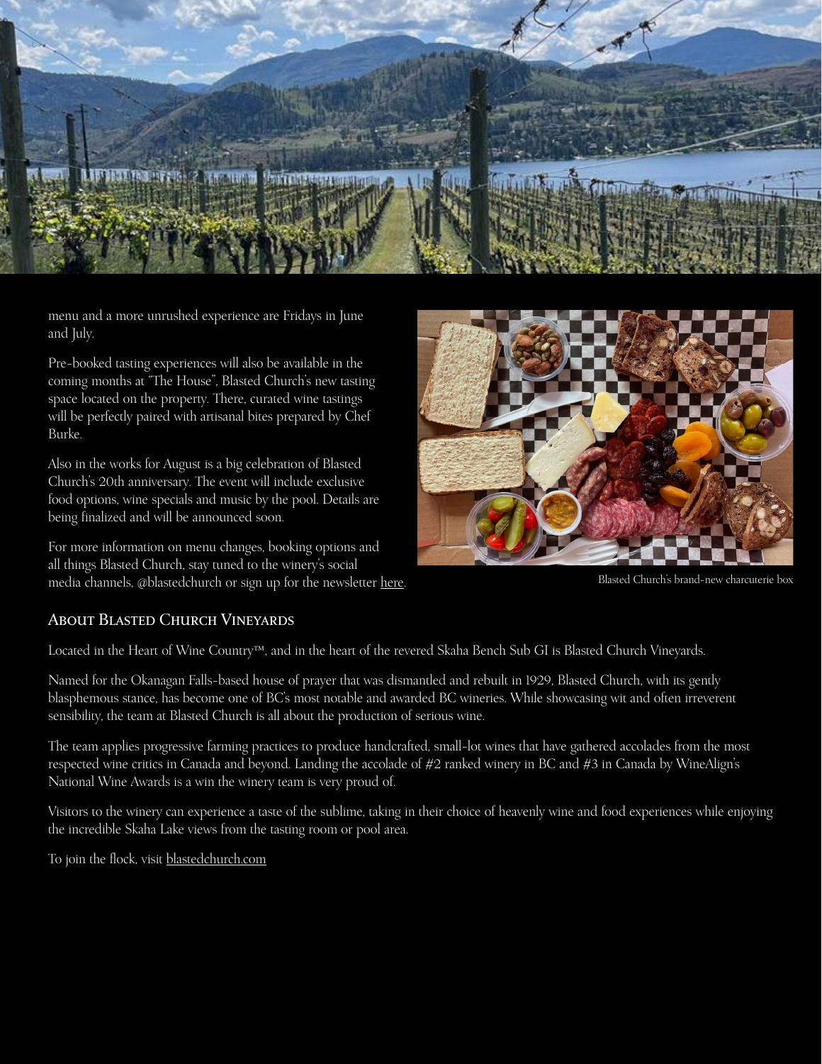menu and a more unrushed experience are Fridays in June and July.

Pre-booked tasting experiences will also be available in the coming months at "The House", Blasted Church's new tasting space located on the property. There, curated wine tastings will be perfectly paired with artisanal bites prepared by Chef Burke.

Also in the works for August is a big celebration of Blasted Church's 20th anniversary. The event will include exclusive food options, wine specials and music by the pool. Details are being finalized and will be announced soon.

For more information on menu changes, booking options and all things Blasted Church, stay tuned to the winery's social media channels, @blastedchurch or sign up for the newsletter here.

Blasted Church's brand-new charcuterie box

## About Blasted Church Vineyards

Located in the Heart of Wine Country™, and in the heart of the revered Skaha Bench Sub GI is Blasted Church Vineyards.

Named for the Okanagan Falls-based house of prayer that was dismantled and rebuilt in 1929, Blasted Church, with its gently blasphemous stance, has become one of BC's most notable and awarded BC wineries. While showcasing wit and often irreverent sensibility, the team at Blasted Church is all about the production of serious wine.

The team applies progressive farming practices to produce handcrafted, small-lot wines that have gathered accolades from the most respected wine critics in Canada and beyond. Landing the accolade of #2 ranked winery in BC and #3 in Canada by WineAlign's National Wine Awards is a win the winery team is very proud of.

Visitors to the winery can experience a taste of the sublime, taking in their choice of heavenly wine and food experiences while enjoying the incredible Skaha Lake views from the tasting room or pool area.

To join the flock, visit blastedchurch.com